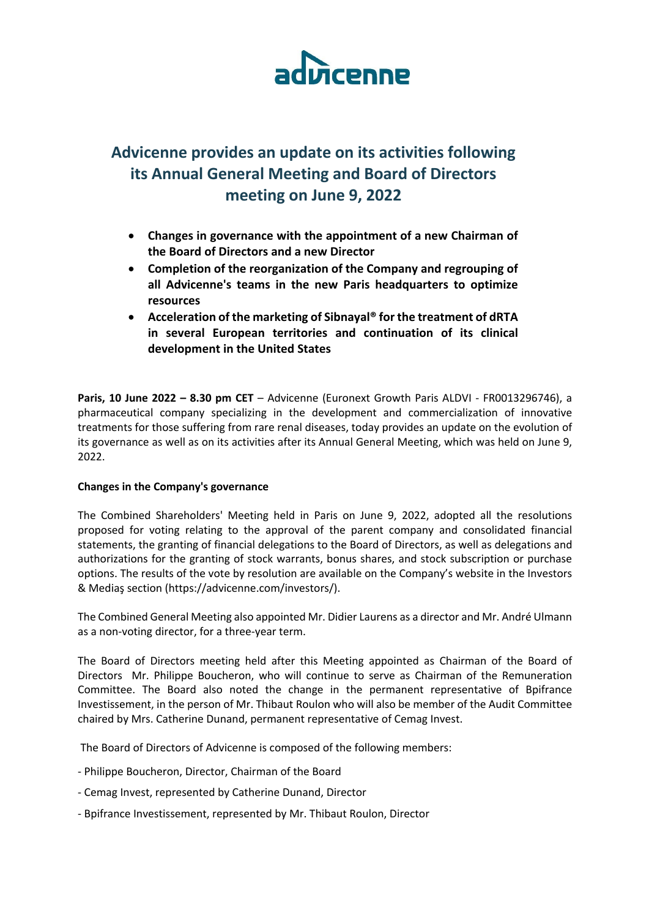# Advicenne provides an update on its activities following its Annual General Meeting and Board of Directors meeting on June 9, 2022

- **Changes in governance with the appointment of a new Chairman of the Board of Directors and a new Director**
- **Completion of the reorganization of the Company and regrouping of all Advicenne's teams in the new Paris headquarters to optimize resources**
- **Acceleration of the marketing of Sibnayal® for the treatment of dRTA in several European territories and continuation of its clinical development in the United States**

**Paris, 10 June 2022 – 8.30 pm CET** – Advicenne (Euronext Growth Paris ALDVI - FR0013296746), a pharmaceutical company specializing in the development and commercialization of innovative treatments for those suffering from rare renal diseases, today provides an update on the evolution of its governance as well as on its activities after its Annual General Meeting, which was held on June 9, 2022.

**Changes in the Company's governance**

The Combined Shareholders' Meeting held in Paris on June 9, 2022, adopted all the resolutions proposed for voting relating to the approval of the parent company and consolidated financial statements, the granting of financial delegations to the Board of Directors, as well as delegations and authorizations for the granting of stock warrants, bonus shares, and stock subscription or purchase options. The results of the vote by resolution are available on the Company's website in the Investors & Mediaş section (https://advicenne.com/investors/).

The Combined General Meeting also appointed Mr. Didier Laurens as a director and Mr. André Ulmann as a non-voting director, for a three-year term.

The Board of Directors meeting held after this Meeting appointed as Chairman of the Board of Directors Mr. Philippe Boucheron, who will continue to serve as Chairman of the Remuneration Committee. The Board also noted the change in the permanent representative of Bpifrance Investissement, in the person of Mr. Thibaut Roulon who will also be member of the Audit Committee chaired by Mrs. Catherine Dunand, permanent representative of Cemag Invest.

The Board of Directors of Advicenne is composed of the following members:

- Philippe Boucheron, Director, Chairman of the Board
- Cemag Invest, represented by Catherine Dunand, Director
- Bpifrance Investissement, represented by Mr. Thibaut Roulon, Director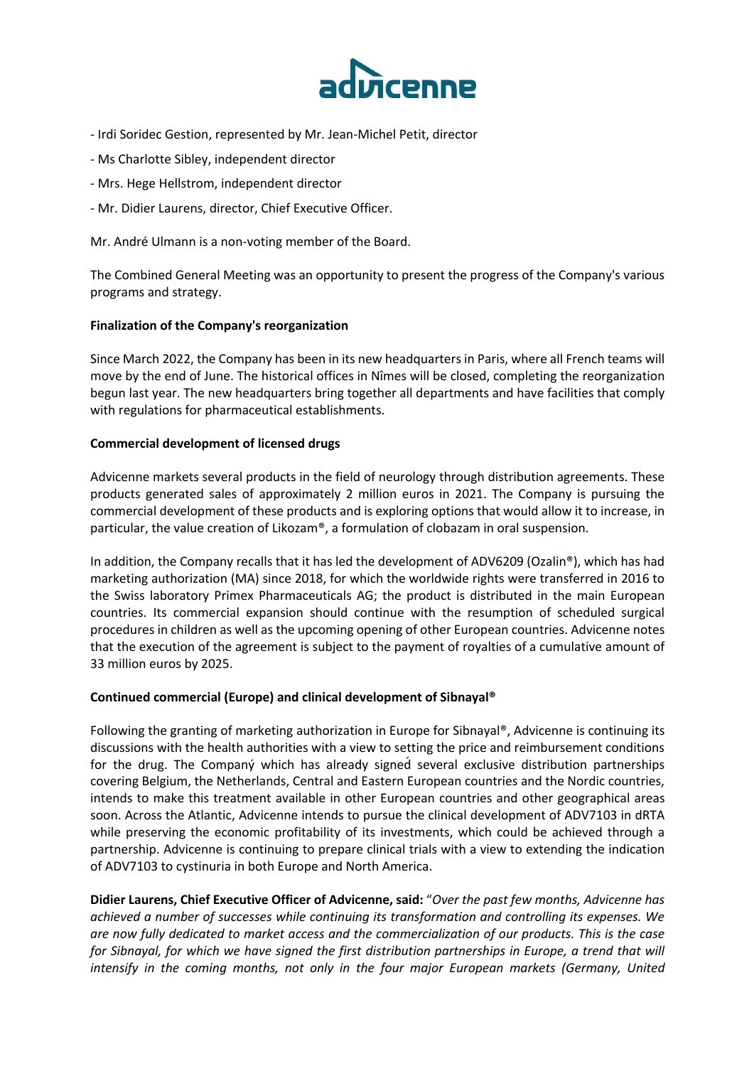- Irdi Soridec Gestion, represented by Mr. Jean-Michel Petit, director
- Ms Charlotte Sibley, independent director
- Mrs. Hege Hellstrom, independent director
- Mr. Didier Laurens, director, Chief Executive Officer.

Mr. André Ulmann is a non-voting member of the Board.

The Combined General Meeting was an opportunity to present the progress of the Company's various programs and strategy.

**Finalization of the Company's reorganization**

Since March 2022, the Company has been in its new headquarters in Paris, where all French teams will move by the end of June. The historical offices in Nîmes will be closed, completing the reorganization begun last year. The new headquarters bring together all departments and have facilities that comply with regulations for pharmaceutical establishments.

**Commercial development of licensed drugs**

Advicenne markets several products in the field of neurology through distribution agreements. These products generated sales of approximately 2 million euros in 2021. The Company is pursuing the commercial development of these products and is exploring options that would allow it to increase, in particular, the value creation of Likozam®, a formulation of clobazam in oral suspension.

In addition, the Company recalls that it has led the development of ADV6209 (Ozalin®), which has had marketing authorization (MA) since 2018, for which the worldwide rights were transferred in 2016 to the Swiss laboratory Primex Pharmaceuticals AG; the product is distributed in the main European countries. Its commercial expansion should continue with the resumption of scheduled surgical procedures in children as well as the upcoming opening of other European countries. Advicenne notes that the execution of the agreement is subject to the payment of royalties of a cumulative amount of 33 million euros by 2025.

**Continued commercial (Europe) and clinical development of Sibnayal®**

Following the granting of marketing authorization in Europe for Sibnayal®, Advicenne is continuing its discussions with the health authorities with a view to setting the price and reimbursement conditions for the drug. The Companý which has already signed several exclusive distribution partnerships covering Belgium, the Netherlands, Central and Eastern European countries and the Nordic countries, intends to make this treatment available in other European countries and other geographical areas soon. Across the Atlantic, Advicenne intends to pursue the clinical development of ADV7103 in dRTA while preserving the economic profitability of its investments, which could be achieved through a partnership. Advicenne is continuing to prepare clinical trials with a view to extending the indication of ADV7103 to cystinuria in both Europe and North America.

**Didier Laurens, Chief Executive Officer of Advicenne, said:** "*Over the past few months, Advicenne has achieved a number of successes while continuing its transformation and controlling its expenses. We are now fully dedicated to market access and the commercialization of our products. This is the case for Sibnayal, for which we have signed the first distribution partnerships in Europe, a trend that will intensify in the coming months, not only in the four major European markets (Germany, United*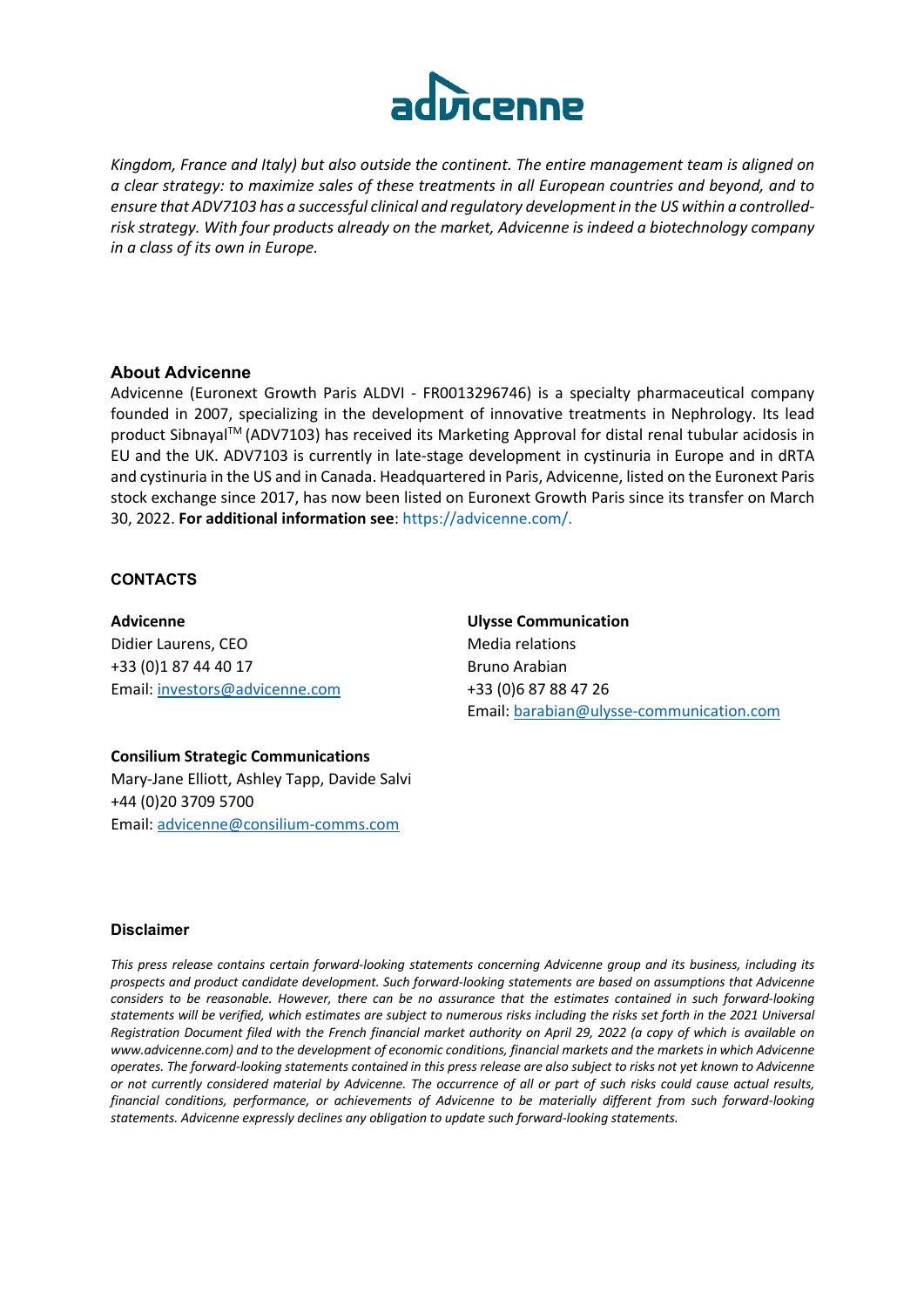*Kingdom, France and Italy) but also outside the continent. The entire management team is aligned on a clear strategy: to maximize sales of these treatments in all European countries and beyond, and to ensure that ADV7103 has a successful clinical and regulatory development in the US within a controlled-risk strategy. With four products already on the market, Advicenne is indeed a biotechnology company in a class of its own in Europe.*

## About Advicenne

Advicenne (Euronext Growth Paris ALDVI - FR0013296746) is a specialty pharmaceutical company founded in 2007, specializing in the development of innovative treatments in Nephrology. Its lead product Sibnayal™ (ADV7103) has received its Marketing Approval for distal renal tubular acidosis in EU and the UK. ADV7103 is currently in late-stage development in cystinuria in Europe and in dRTA and cystinuria in the US and in Canada. Headquartered in Paris, Advicenne, listed on the Euronext Paris stock exchange since 2017, has now been listed on Euronext Growth Paris since its transfer on March 30, 2022. **For additional information see**: https://advicenne.com/.

## CONTACTS

**Advicenne**
Didier Laurens, CEO
+33 (0)1 87 44 40 17
Email: investors@advicenne.com

**Ulysse Communication**
Media relations
Bruno Arabian
+33 (0)6 87 88 47 26
Email: barabian@ulysse-communication.com

**Consilium Strategic Communications**
Mary-Jane Elliott, Ashley Tapp, Davide Salvi
+44 (0)20 3709 5700
Email: advicenne@consilium-comms.com

## Disclaimer

*This press release contains certain forward-looking statements concerning Advicenne group and its business, including its prospects and product candidate development. Such forward-looking statements are based on assumptions that Advicenne considers to be reasonable. However, there can be no assurance that the estimates contained in such forward-looking statements will be verified, which estimates are subject to numerous risks including the risks set forth in the 2021 Universal Registration Document filed with the French financial market authority on April 29, 2022 (a copy of which is available on www.advicenne.com) and to the development of economic conditions, financial markets and the markets in which Advicenne operates. The forward-looking statements contained in this press release are also subject to risks not yet known to Advicenne or not currently considered material by Advicenne. The occurrence of all or part of such risks could cause actual results, financial conditions, performance, or achievements of Advicenne to be materially different from such forward-looking statements. Advicenne expressly declines any obligation to update such forward-looking statements.*